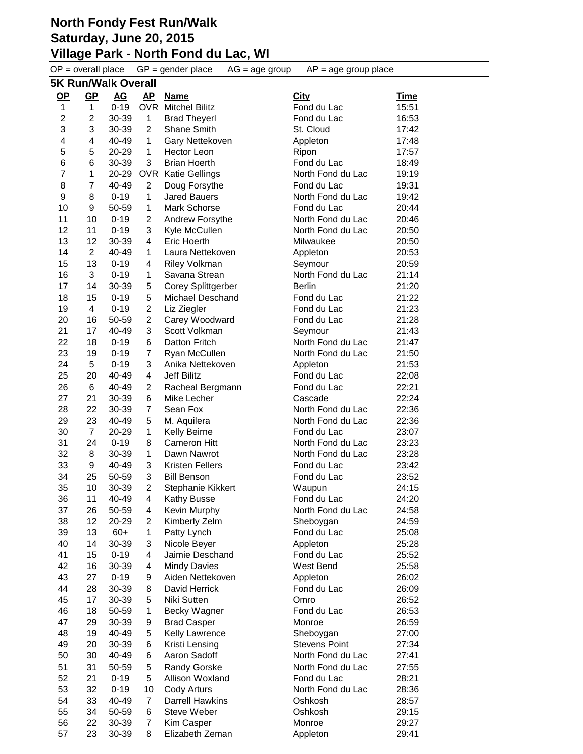# North Fondy Fest Run/Walk
## Saturday, June 20, 2015
## Village Park - North Fond du Lac, WI

OP = overall place GP = gender place AG = age group AP = age group place

### 5K Run/Walk Overall

| OP | GP | AG | AP | Name | City | Time |
|---|---|---|---|---|---|---|
| 1 | 1 | 0-19 | OVR | Mitchel Bilitz | Fond du Lac | 15:51 |
| 2 | 2 | 30-39 | 1 | Brad Theyerl | Fond du Lac | 16:53 |
| 3 | 3 | 30-39 | 2 | Shane Smith | St. Cloud | 17:42 |
| 4 | 4 | 40-49 | 1 | Gary Nettekoven | Appleton | 17:48 |
| 5 | 5 | 20-29 | 1 | Hector Leon | Ripon | 17:57 |
| 6 | 6 | 30-39 | 3 | Brian Hoerth | Fond du Lac | 18:49 |
| 7 | 1 | 20-29 | OVR | Katie Gellings | North Fond du Lac | 19:19 |
| 8 | 7 | 40-49 | 2 | Doug Forsythe | Fond du Lac | 19:31 |
| 9 | 8 | 0-19 | 1 | Jared Bauers | North Fond du Lac | 19:42 |
| 10 | 9 | 50-59 | 1 | Mark Schorse | Fond du Lac | 20:44 |
| 11 | 10 | 0-19 | 2 | Andrew Forsythe | North Fond du Lac | 20:46 |
| 12 | 11 | 0-19 | 3 | Kyle McCullen | North Fond du Lac | 20:50 |
| 13 | 12 | 30-39 | 4 | Eric Hoerth | Milwaukee | 20:50 |
| 14 | 2 | 40-49 | 1 | Laura Nettekoven | Appleton | 20:53 |
| 15 | 13 | 0-19 | 4 | Riley Volkman | Seymour | 20:59 |
| 16 | 3 | 0-19 | 1 | Savana Strean | North Fond du Lac | 21:14 |
| 17 | 14 | 30-39 | 5 | Corey Splittgerber | Berlin | 21:20 |
| 18 | 15 | 0-19 | 5 | Michael Deschand | Fond du Lac | 21:22 |
| 19 | 4 | 0-19 | 2 | Liz Ziegler | Fond du Lac | 21:23 |
| 20 | 16 | 50-59 | 2 | Carey Woodward | Fond du Lac | 21:28 |
| 21 | 17 | 40-49 | 3 | Scott Volkman | Seymour | 21:43 |
| 22 | 18 | 0-19 | 6 | Datton Fritch | North Fond du Lac | 21:47 |
| 23 | 19 | 0-19 | 7 | Ryan McCullen | North Fond du Lac | 21:50 |
| 24 | 5 | 0-19 | 3 | Anika Nettekoven | Appleton | 21:53 |
| 25 | 20 | 40-49 | 4 | Jeff Bilitz | Fond du Lac | 22:08 |
| 26 | 6 | 40-49 | 2 | Racheal Bergmann | Fond du Lac | 22:21 |
| 27 | 21 | 30-39 | 6 | Mike Lecher | Cascade | 22:24 |
| 28 | 22 | 30-39 | 7 | Sean Fox | North Fond du Lac | 22:36 |
| 29 | 23 | 40-49 | 5 | M. Aquilera | North Fond du Lac | 22:36 |
| 30 | 7 | 20-29 | 1 | Kelly Beirne | Fond du Lac | 23:07 |
| 31 | 24 | 0-19 | 8 | Cameron Hitt | North Fond du Lac | 23:23 |
| 32 | 8 | 30-39 | 1 | Dawn Nawrot | North Fond du Lac | 23:28 |
| 33 | 9 | 40-49 | 3 | Kristen Fellers | Fond du Lac | 23:42 |
| 34 | 25 | 50-59 | 3 | Bill Benson | Fond du Lac | 23:52 |
| 35 | 10 | 30-39 | 2 | Stephanie Kikkert | Waupun | 24:15 |
| 36 | 11 | 40-49 | 4 | Kathy Busse | Fond du Lac | 24:20 |
| 37 | 26 | 50-59 | 4 | Kevin Murphy | North Fond du Lac | 24:58 |
| 38 | 12 | 20-29 | 2 | Kimberly Zelm | Sheboygan | 24:59 |
| 39 | 13 | 60+ | 1 | Patty Lynch | Fond du Lac | 25:08 |
| 40 | 14 | 30-39 | 3 | Nicole Beyer | Appleton | 25:28 |
| 41 | 15 | 0-19 | 4 | Jaimie Deschand | Fond du Lac | 25:52 |
| 42 | 16 | 30-39 | 4 | Mindy Davies | West Bend | 25:58 |
| 43 | 27 | 0-19 | 9 | Aiden Nettekoven | Appleton | 26:02 |
| 44 | 28 | 30-39 | 8 | David Herrick | Fond du Lac | 26:09 |
| 45 | 17 | 30-39 | 5 | Niki Sutten | Omro | 26:52 |
| 46 | 18 | 50-59 | 1 | Becky Wagner | Fond du Lac | 26:53 |
| 47 | 29 | 30-39 | 9 | Brad Casper | Monroe | 26:59 |
| 48 | 19 | 40-49 | 5 | Kelly Lawrence | Sheboygan | 27:00 |
| 49 | 20 | 30-39 | 6 | Kristi Lensing | Stevens Point | 27:34 |
| 50 | 30 | 40-49 | 6 | Aaron Sadoff | North Fond du Lac | 27:41 |
| 51 | 31 | 50-59 | 5 | Randy Gorske | North Fond du Lac | 27:55 |
| 52 | 21 | 0-19 | 5 | Allison Woxland | Fond du Lac | 28:21 |
| 53 | 32 | 0-19 | 10 | Cody Arturs | North Fond du Lac | 28:36 |
| 54 | 33 | 40-49 | 7 | Darrell Hawkins | Oshkosh | 28:57 |
| 55 | 34 | 50-59 | 6 | Steve Weber | Oshkosh | 29:15 |
| 56 | 22 | 30-39 | 7 | Kim Casper | Monroe | 29:27 |
| 57 | 23 | 30-39 | 8 | Elizabeth Zeman | Appleton | 29:41 |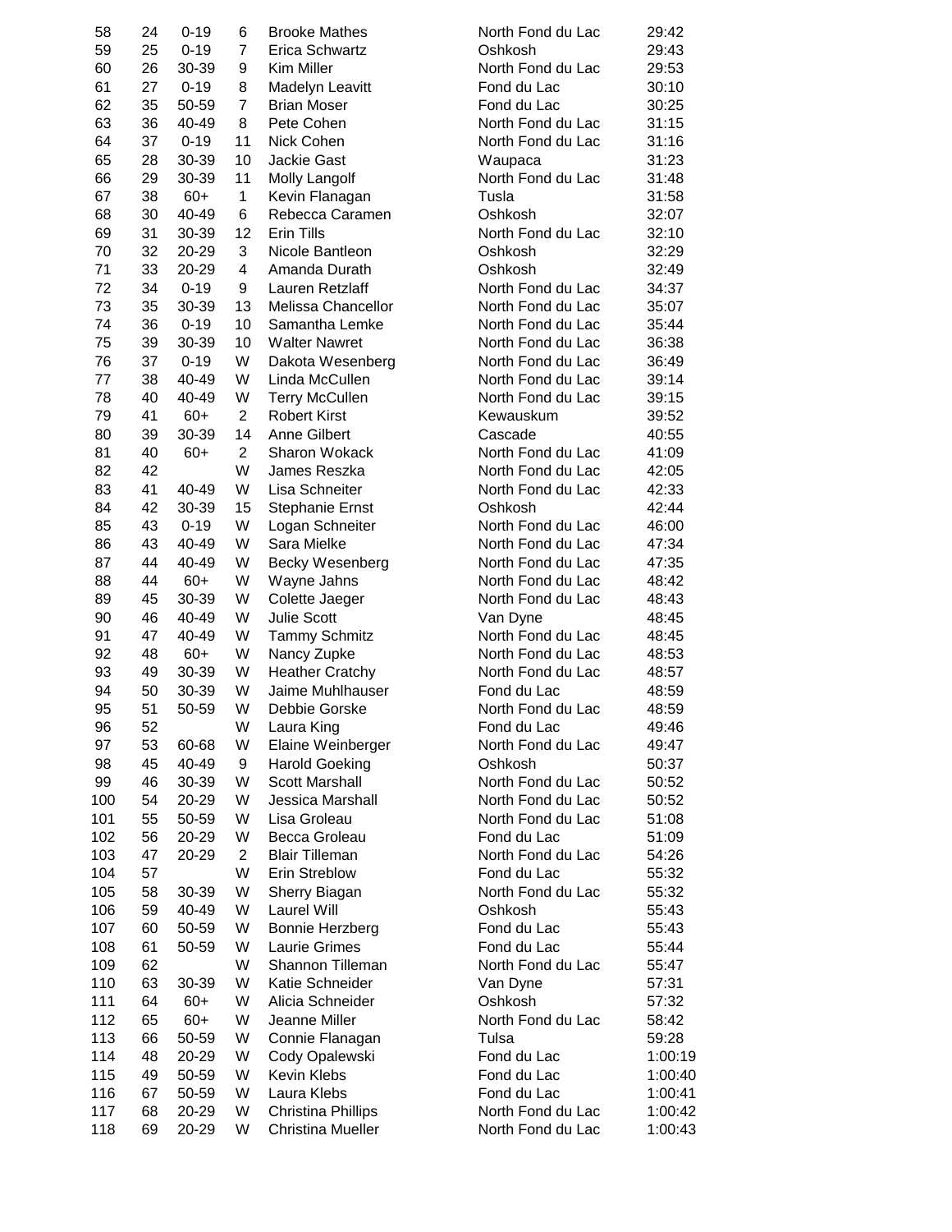| | | | | | | |
|---|---|---|---|---|---|---|
| 58 | 24 | 0-19 | 6 | Brooke Mathes | North Fond du Lac | 29:42 |
| 59 | 25 | 0-19 | 7 | Erica Schwartz | Oshkosh | 29:43 |
| 60 | 26 | 30-39 | 9 | Kim Miller | North Fond du Lac | 29:53 |
| 61 | 27 | 0-19 | 8 | Madelyn Leavitt | Fond du Lac | 30:10 |
| 62 | 35 | 50-59 | 7 | Brian Moser | Fond du Lac | 30:25 |
| 63 | 36 | 40-49 | 8 | Pete Cohen | North Fond du Lac | 31:15 |
| 64 | 37 | 0-19 | 11 | Nick Cohen | North Fond du Lac | 31:16 |
| 65 | 28 | 30-39 | 10 | Jackie Gast | Waupaca | 31:23 |
| 66 | 29 | 30-39 | 11 | Molly Langolf | North Fond du Lac | 31:48 |
| 67 | 38 | 60+ | 1 | Kevin Flanagan | Tusla | 31:58 |
| 68 | 30 | 40-49 | 6 | Rebecca Caramen | Oshkosh | 32:07 |
| 69 | 31 | 30-39 | 12 | Erin Tills | North Fond du Lac | 32:10 |
| 70 | 32 | 20-29 | 3 | Nicole Bantleon | Oshkosh | 32:29 |
| 71 | 33 | 20-29 | 4 | Amanda Durath | Oshkosh | 32:49 |
| 72 | 34 | 0-19 | 9 | Lauren Retzlaff | North Fond du Lac | 34:37 |
| 73 | 35 | 30-39 | 13 | Melissa Chancellor | North Fond du Lac | 35:07 |
| 74 | 36 | 0-19 | 10 | Samantha Lemke | North Fond du Lac | 35:44 |
| 75 | 39 | 30-39 | 10 | Walter Nawret | North Fond du Lac | 36:38 |
| 76 | 37 | 0-19 | W | Dakota Wesenberg | North Fond du Lac | 36:49 |
| 77 | 38 | 40-49 | W | Linda McCullen | North Fond du Lac | 39:14 |
| 78 | 40 | 40-49 | W | Terry McCullen | North Fond du Lac | 39:15 |
| 79 | 41 | 60+ | 2 | Robert Kirst | Kewauskum | 39:52 |
| 80 | 39 | 30-39 | 14 | Anne Gilbert | Cascade | 40:55 |
| 81 | 40 | 60+ | 2 | Sharon Wokack | North Fond du Lac | 41:09 |
| 82 | 42 | | W | James Reszka | North Fond du Lac | 42:05 |
| 83 | 41 | 40-49 | W | Lisa Schneiter | North Fond du Lac | 42:33 |
| 84 | 42 | 30-39 | 15 | Stephanie Ernst | Oshkosh | 42:44 |
| 85 | 43 | 0-19 | W | Logan Schneiter | North Fond du Lac | 46:00 |
| 86 | 43 | 40-49 | W | Sara Mielke | North Fond du Lac | 47:34 |
| 87 | 44 | 40-49 | W | Becky Wesenberg | North Fond du Lac | 47:35 |
| 88 | 44 | 60+ | W | Wayne Jahns | North Fond du Lac | 48:42 |
| 89 | 45 | 30-39 | W | Colette Jaeger | North Fond du Lac | 48:43 |
| 90 | 46 | 40-49 | W | Julie Scott | Van Dyne | 48:45 |
| 91 | 47 | 40-49 | W | Tammy Schmitz | North Fond du Lac | 48:45 |
| 92 | 48 | 60+ | W | Nancy Zupke | North Fond du Lac | 48:53 |
| 93 | 49 | 30-39 | W | Heather Cratchy | North Fond du Lac | 48:57 |
| 94 | 50 | 30-39 | W | Jaime Muhlhauser | Fond du Lac | 48:59 |
| 95 | 51 | 50-59 | W | Debbie Gorske | North Fond du Lac | 48:59 |
| 96 | 52 | | W | Laura King | Fond du Lac | 49:46 |
| 97 | 53 | 60-68 | W | Elaine Weinberger | North Fond du Lac | 49:47 |
| 98 | 45 | 40-49 | 9 | Harold Goeking | Oshkosh | 50:37 |
| 99 | 46 | 30-39 | W | Scott Marshall | North Fond du Lac | 50:52 |
| 100 | 54 | 20-29 | W | Jessica Marshall | North Fond du Lac | 50:52 |
| 101 | 55 | 50-59 | W | Lisa Groleau | North Fond du Lac | 51:08 |
| 102 | 56 | 20-29 | W | Becca Groleau | Fond du Lac | 51:09 |
| 103 | 47 | 20-29 | 2 | Blair Tilleman | North Fond du Lac | 54:26 |
| 104 | 57 | | W | Erin Streblow | Fond du Lac | 55:32 |
| 105 | 58 | 30-39 | W | Sherry Biagan | North Fond du Lac | 55:32 |
| 106 | 59 | 40-49 | W | Laurel Will | Oshkosh | 55:43 |
| 107 | 60 | 50-59 | W | Bonnie Herzberg | Fond du Lac | 55:43 |
| 108 | 61 | 50-59 | W | Laurie Grimes | Fond du Lac | 55:44 |
| 109 | 62 | | W | Shannon Tilleman | North Fond du Lac | 55:47 |
| 110 | 63 | 30-39 | W | Katie Schneider | Van Dyne | 57:31 |
| 111 | 64 | 60+ | W | Alicia Schneider | Oshkosh | 57:32 |
| 112 | 65 | 60+ | W | Jeanne Miller | North Fond du Lac | 58:42 |
| 113 | 66 | 50-59 | W | Connie Flanagan | Tulsa | 59:28 |
| 114 | 48 | 20-29 | W | Cody Opalewski | Fond du Lac | 1:00:19 |
| 115 | 49 | 50-59 | W | Kevin Klebs | Fond du Lac | 1:00:40 |
| 116 | 67 | 50-59 | W | Laura Klebs | Fond du Lac | 1:00:41 |
| 117 | 68 | 20-29 | W | Christina Phillips | North Fond du Lac | 1:00:42 |
| 118 | 69 | 20-29 | W | Christina Mueller | North Fond du Lac | 1:00:43 |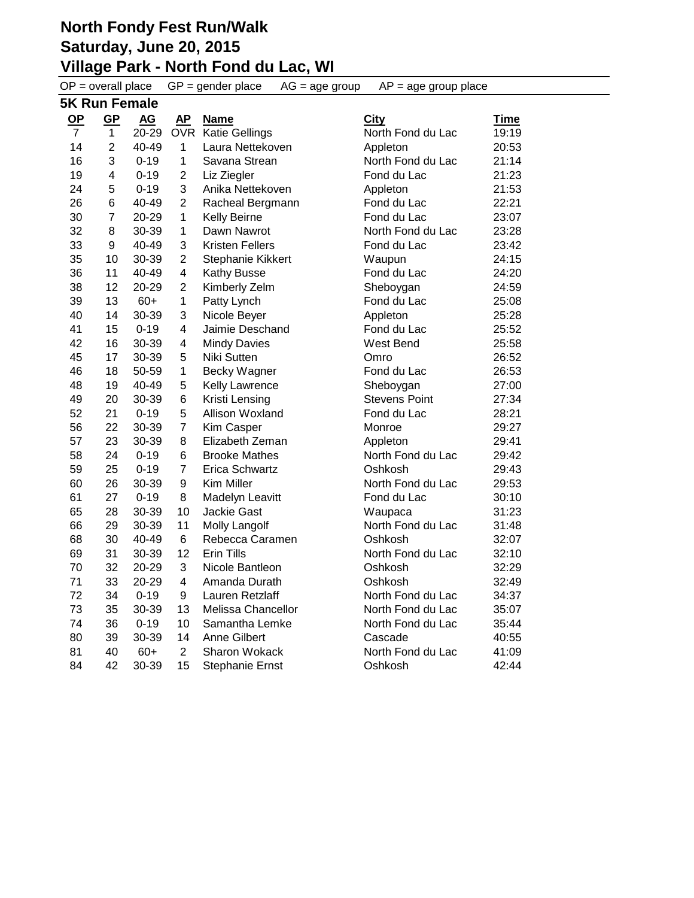# North Fondy Fest Run/Walk
## Saturday, June 20, 2015
## Village Park - North Fond du Lac, WI

OP = overall place GP = gender place AG = age group AP = age group place

### 5K Run Female

| OP | GP | AG | AP | Name | City | Time |
|---|---|---|---|---|---|---|
| 7 | 1 | 20-29 | OVR | Katie Gellings | North Fond du Lac | 19:19 |
| 14 | 2 | 40-49 | 1 | Laura Nettekoven | Appleton | 20:53 |
| 16 | 3 | 0-19 | 1 | Savana Strean | North Fond du Lac | 21:14 |
| 19 | 4 | 0-19 | 2 | Liz Ziegler | Fond du Lac | 21:23 |
| 24 | 5 | 0-19 | 3 | Anika Nettekoven | Appleton | 21:53 |
| 26 | 6 | 40-49 | 2 | Racheal Bergmann | Fond du Lac | 22:21 |
| 30 | 7 | 20-29 | 1 | Kelly Beirne | Fond du Lac | 23:07 |
| 32 | 8 | 30-39 | 1 | Dawn Nawrot | North Fond du Lac | 23:28 |
| 33 | 9 | 40-49 | 3 | Kristen Fellers | Fond du Lac | 23:42 |
| 35 | 10 | 30-39 | 2 | Stephanie Kikkert | Waupun | 24:15 |
| 36 | 11 | 40-49 | 4 | Kathy Busse | Fond du Lac | 24:20 |
| 38 | 12 | 20-29 | 2 | Kimberly Zelm | Sheboygan | 24:59 |
| 39 | 13 | 60+ | 1 | Patty Lynch | Fond du Lac | 25:08 |
| 40 | 14 | 30-39 | 3 | Nicole Beyer | Appleton | 25:28 |
| 41 | 15 | 0-19 | 4 | Jaimie Deschand | Fond du Lac | 25:52 |
| 42 | 16 | 30-39 | 4 | Mindy Davies | West Bend | 25:58 |
| 45 | 17 | 30-39 | 5 | Niki Sutten | Omro | 26:52 |
| 46 | 18 | 50-59 | 1 | Becky Wagner | Fond du Lac | 26:53 |
| 48 | 19 | 40-49 | 5 | Kelly Lawrence | Sheboygan | 27:00 |
| 49 | 20 | 30-39 | 6 | Kristi Lensing | Stevens Point | 27:34 |
| 52 | 21 | 0-19 | 5 | Allison Woxland | Fond du Lac | 28:21 |
| 56 | 22 | 30-39 | 7 | Kim Casper | Monroe | 29:27 |
| 57 | 23 | 30-39 | 8 | Elizabeth Zeman | Appleton | 29:41 |
| 58 | 24 | 0-19 | 6 | Brooke Mathes | North Fond du Lac | 29:42 |
| 59 | 25 | 0-19 | 7 | Erica Schwartz | Oshkosh | 29:43 |
| 60 | 26 | 30-39 | 9 | Kim Miller | North Fond du Lac | 29:53 |
| 61 | 27 | 0-19 | 8 | Madelyn Leavitt | Fond du Lac | 30:10 |
| 65 | 28 | 30-39 | 10 | Jackie Gast | Waupaca | 31:23 |
| 66 | 29 | 30-39 | 11 | Molly Langolf | North Fond du Lac | 31:48 |
| 68 | 30 | 40-49 | 6 | Rebecca Caramen | Oshkosh | 32:07 |
| 69 | 31 | 30-39 | 12 | Erin Tills | North Fond du Lac | 32:10 |
| 70 | 32 | 20-29 | 3 | Nicole Bantleon | Oshkosh | 32:29 |
| 71 | 33 | 20-29 | 4 | Amanda Durath | Oshkosh | 32:49 |
| 72 | 34 | 0-19 | 9 | Lauren Retzlaff | North Fond du Lac | 34:37 |
| 73 | 35 | 30-39 | 13 | Melissa Chancellor | North Fond du Lac | 35:07 |
| 74 | 36 | 0-19 | 10 | Samantha Lemke | North Fond du Lac | 35:44 |
| 80 | 39 | 30-39 | 14 | Anne Gilbert | Cascade | 40:55 |
| 81 | 40 | 60+ | 2 | Sharon Wokack | North Fond du Lac | 41:09 |
| 84 | 42 | 30-39 | 15 | Stephanie Ernst | Oshkosh | 42:44 |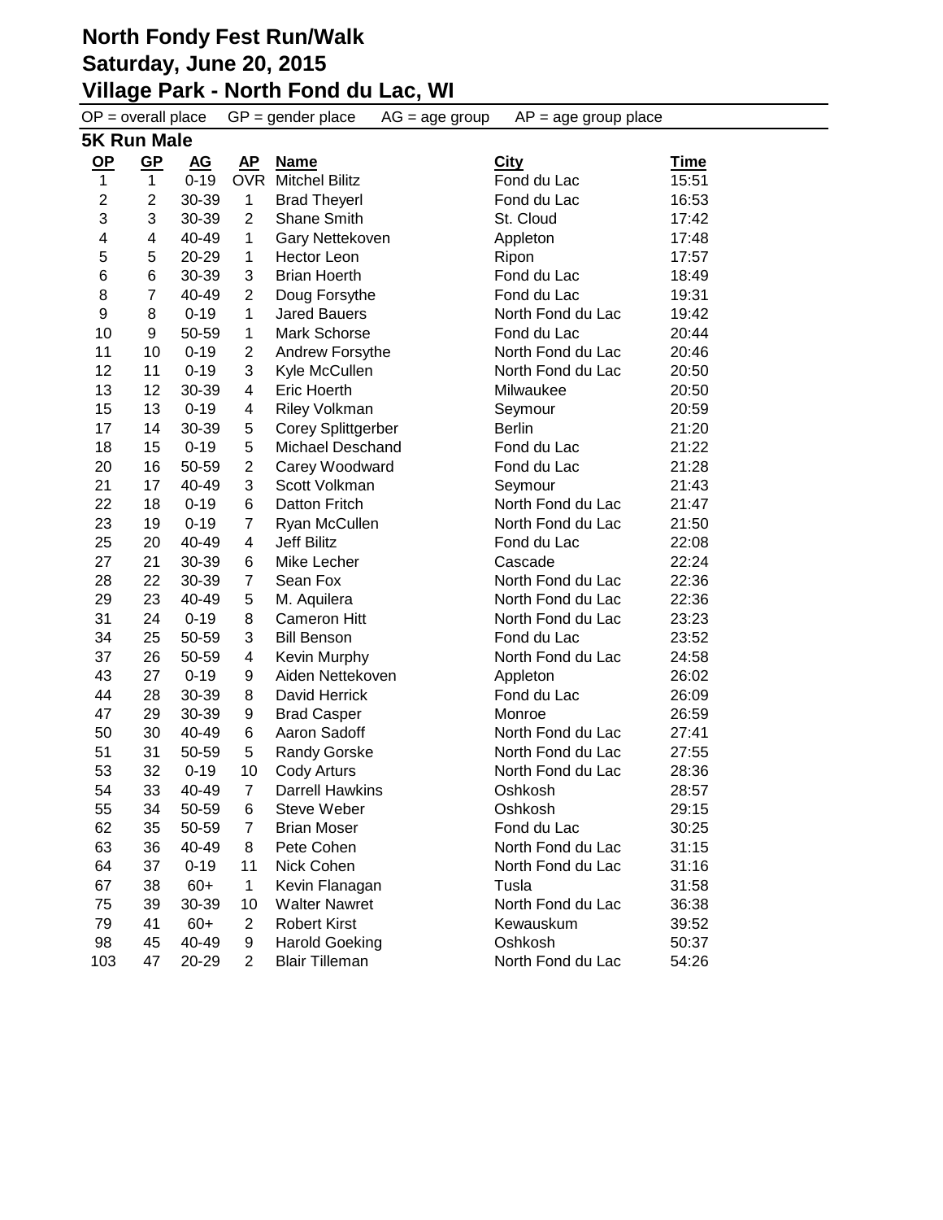# North Fondy Fest Run/Walk
# Saturday, June 20, 2015
# Village Park - North Fond du Lac, WI

OP = overall place GP = gender place AG = age group AP = age group place

## 5K Run Male

| OP | GP | AG | AP | Name | City | Time |
|---|---|---|---|---|---|---|
| 1 | 1 | 0-19 | OVR | Mitchel Bilitz | Fond du Lac | 15:51 |
| 2 | 2 | 30-39 | 1 | Brad Theyerl | Fond du Lac | 16:53 |
| 3 | 3 | 30-39 | 2 | Shane Smith | St. Cloud | 17:42 |
| 4 | 4 | 40-49 | 1 | Gary Nettekoven | Appleton | 17:48 |
| 5 | 5 | 20-29 | 1 | Hector Leon | Ripon | 17:57 |
| 6 | 6 | 30-39 | 3 | Brian Hoerth | Fond du Lac | 18:49 |
| 8 | 7 | 40-49 | 2 | Doug Forsythe | Fond du Lac | 19:31 |
| 9 | 8 | 0-19 | 1 | Jared Bauers | North Fond du Lac | 19:42 |
| 10 | 9 | 50-59 | 1 | Mark Schorse | Fond du Lac | 20:44 |
| 11 | 10 | 0-19 | 2 | Andrew Forsythe | North Fond du Lac | 20:46 |
| 12 | 11 | 0-19 | 3 | Kyle McCullen | North Fond du Lac | 20:50 |
| 13 | 12 | 30-39 | 4 | Eric Hoerth | Milwaukee | 20:50 |
| 15 | 13 | 0-19 | 4 | Riley Volkman | Seymour | 20:59 |
| 17 | 14 | 30-39 | 5 | Corey Splittgerber | Berlin | 21:20 |
| 18 | 15 | 0-19 | 5 | Michael Deschand | Fond du Lac | 21:22 |
| 20 | 16 | 50-59 | 2 | Carey Woodward | Fond du Lac | 21:28 |
| 21 | 17 | 40-49 | 3 | Scott Volkman | Seymour | 21:43 |
| 22 | 18 | 0-19 | 6 | Datton Fritch | North Fond du Lac | 21:47 |
| 23 | 19 | 0-19 | 7 | Ryan McCullen | North Fond du Lac | 21:50 |
| 25 | 20 | 40-49 | 4 | Jeff Bilitz | Fond du Lac | 22:08 |
| 27 | 21 | 30-39 | 6 | Mike Lecher | Cascade | 22:24 |
| 28 | 22 | 30-39 | 7 | Sean Fox | North Fond du Lac | 22:36 |
| 29 | 23 | 40-49 | 5 | M. Aquilera | North Fond du Lac | 22:36 |
| 31 | 24 | 0-19 | 8 | Cameron Hitt | North Fond du Lac | 23:23 |
| 34 | 25 | 50-59 | 3 | Bill Benson | Fond du Lac | 23:52 |
| 37 | 26 | 50-59 | 4 | Kevin Murphy | North Fond du Lac | 24:58 |
| 43 | 27 | 0-19 | 9 | Aiden Nettekoven | Appleton | 26:02 |
| 44 | 28 | 30-39 | 8 | David Herrick | Fond du Lac | 26:09 |
| 47 | 29 | 30-39 | 9 | Brad Casper | Monroe | 26:59 |
| 50 | 30 | 40-49 | 6 | Aaron Sadoff | North Fond du Lac | 27:41 |
| 51 | 31 | 50-59 | 5 | Randy Gorske | North Fond du Lac | 27:55 |
| 53 | 32 | 0-19 | 10 | Cody Arturs | North Fond du Lac | 28:36 |
| 54 | 33 | 40-49 | 7 | Darrell Hawkins | Oshkosh | 28:57 |
| 55 | 34 | 50-59 | 6 | Steve Weber | Oshkosh | 29:15 |
| 62 | 35 | 50-59 | 7 | Brian Moser | Fond du Lac | 30:25 |
| 63 | 36 | 40-49 | 8 | Pete Cohen | North Fond du Lac | 31:15 |
| 64 | 37 | 0-19 | 11 | Nick Cohen | North Fond du Lac | 31:16 |
| 67 | 38 | 60+ | 1 | Kevin Flanagan | Tusla | 31:58 |
| 75 | 39 | 30-39 | 10 | Walter Nawret | North Fond du Lac | 36:38 |
| 79 | 41 | 60+ | 2 | Robert Kirst | Kewauskum | 39:52 |
| 98 | 45 | 40-49 | 9 | Harold Goeking | Oshkosh | 50:37 |
| 103 | 47 | 20-29 | 2 | Blair Tilleman | North Fond du Lac | 54:26 |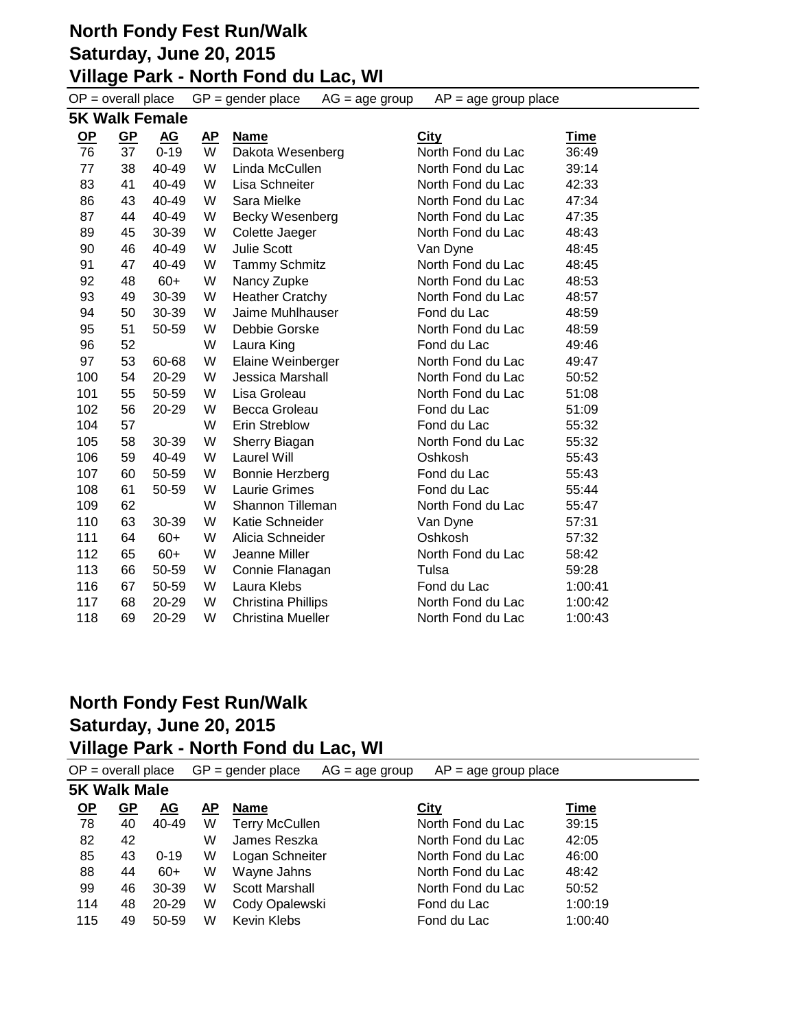# North Fondy Fest Run/Walk

## Saturday, June 20, 2015

## Village Park - North Fond du Lac, WI

OP = overall place GP = gender place AG = age group AP = age group place

### 5K Walk Female

| OP | GP | AG | AP | Name | City | Time |
|---|---|---|---|---|---|---|
| 76 | 37 | 0-19 | W | Dakota Wesenberg | North Fond du Lac | 36:49 |
| 77 | 38 | 40-49 | W | Linda McCullen | North Fond du Lac | 39:14 |
| 83 | 41 | 40-49 | W | Lisa Schneiter | North Fond du Lac | 42:33 |
| 86 | 43 | 40-49 | W | Sara Mielke | North Fond du Lac | 47:34 |
| 87 | 44 | 40-49 | W | Becky Wesenberg | North Fond du Lac | 47:35 |
| 89 | 45 | 30-39 | W | Colette Jaeger | North Fond du Lac | 48:43 |
| 90 | 46 | 40-49 | W | Julie Scott | Van Dyne | 48:45 |
| 91 | 47 | 40-49 | W | Tammy Schmitz | North Fond du Lac | 48:45 |
| 92 | 48 | 60+ | W | Nancy Zupke | North Fond du Lac | 48:53 |
| 93 | 49 | 30-39 | W | Heather Cratchy | North Fond du Lac | 48:57 |
| 94 | 50 | 30-39 | W | Jaime Muhlhauser | Fond du Lac | 48:59 |
| 95 | 51 | 50-59 | W | Debbie Gorske | North Fond du Lac | 48:59 |
| 96 | 52 | | W | Laura King | Fond du Lac | 49:46 |
| 97 | 53 | 60-68 | W | Elaine Weinberger | North Fond du Lac | 49:47 |
| 100 | 54 | 20-29 | W | Jessica Marshall | North Fond du Lac | 50:52 |
| 101 | 55 | 50-59 | W | Lisa Groleau | North Fond du Lac | 51:08 |
| 102 | 56 | 20-29 | W | Becca Groleau | Fond du Lac | 51:09 |
| 104 | 57 | | W | Erin Streblow | Fond du Lac | 55:32 |
| 105 | 58 | 30-39 | W | Sherry Biagan | North Fond du Lac | 55:32 |
| 106 | 59 | 40-49 | W | Laurel Will | Oshkosh | 55:43 |
| 107 | 60 | 50-59 | W | Bonnie Herzberg | Fond du Lac | 55:43 |
| 108 | 61 | 50-59 | W | Laurie Grimes | Fond du Lac | 55:44 |
| 109 | 62 | | W | Shannon Tilleman | North Fond du Lac | 55:47 |
| 110 | 63 | 30-39 | W | Katie Schneider | Van Dyne | 57:31 |
| 111 | 64 | 60+ | W | Alicia Schneider | Oshkosh | 57:32 |
| 112 | 65 | 60+ | W | Jeanne Miller | North Fond du Lac | 58:42 |
| 113 | 66 | 50-59 | W | Connie Flanagan | Tulsa | 59:28 |
| 116 | 67 | 50-59 | W | Laura Klebs | Fond du Lac | 1:00:41 |
| 117 | 68 | 20-29 | W | Christina Phillips | North Fond du Lac | 1:00:42 |
| 118 | 69 | 20-29 | W | Christina Mueller | North Fond du Lac | 1:00:43 |

# North Fondy Fest Run/Walk

## Saturday, June 20, 2015

## Village Park - North Fond du Lac, WI

OP = overall place GP = gender place AG = age group AP = age group place

### 5K Walk Male

| OP | GP | AG | AP | Name | City | Time |
|---|---|---|---|---|---|---|
| 78 | 40 | 40-49 | W | Terry McCullen | North Fond du Lac | 39:15 |
| 82 | 42 | | W | James Reszka | North Fond du Lac | 42:05 |
| 85 | 43 | 0-19 | W | Logan Schneiter | North Fond du Lac | 46:00 |
| 88 | 44 | 60+ | W | Wayne Jahns | North Fond du Lac | 48:42 |
| 99 | 46 | 30-39 | W | Scott Marshall | North Fond du Lac | 50:52 |
| 114 | 48 | 20-29 | W | Cody Opalewski | Fond du Lac | 1:00:19 |
| 115 | 49 | 50-59 | W | Kevin Klebs | Fond du Lac | 1:00:40 |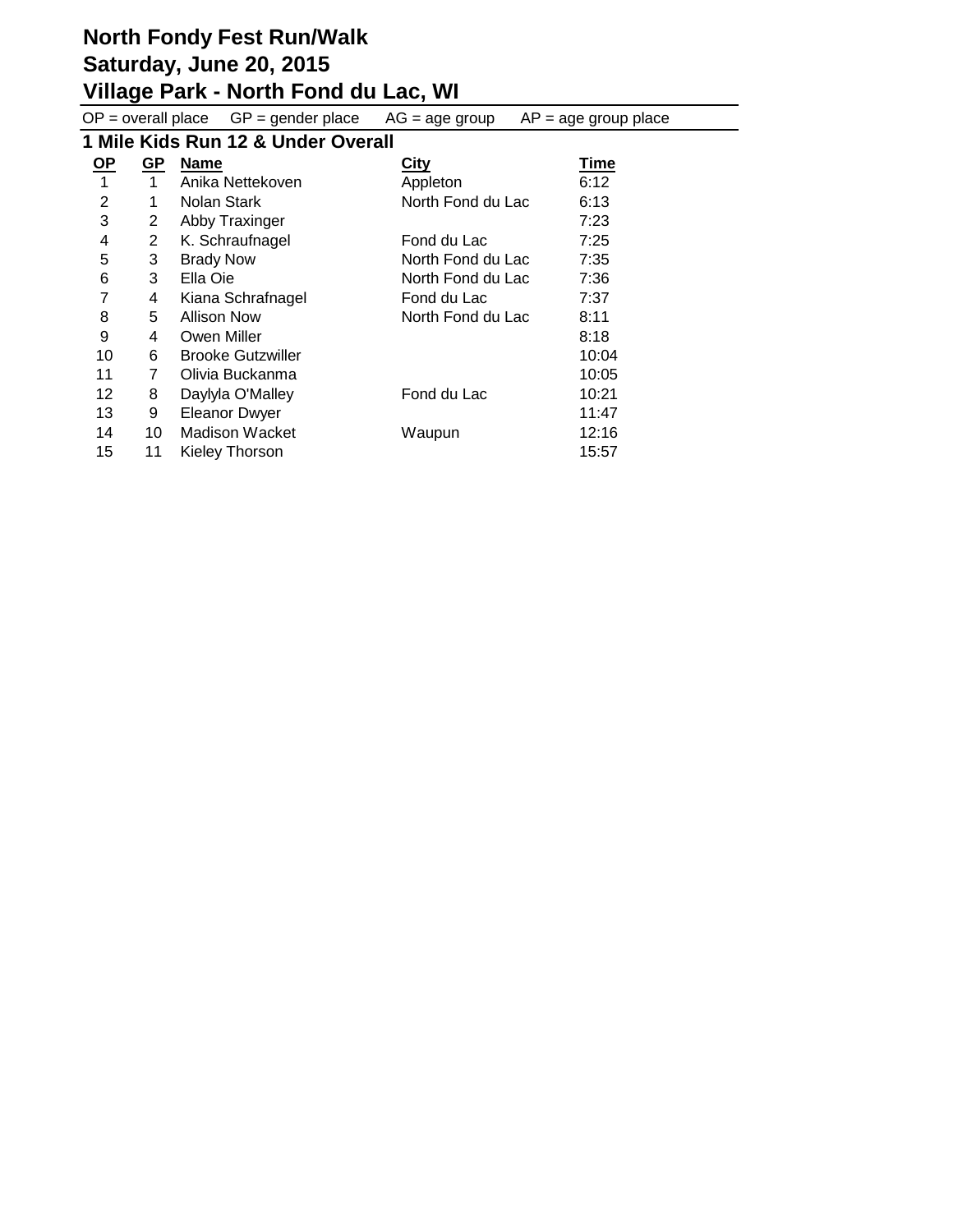# North Fondy Fest Run/Walk
# Saturday, June 20, 2015
# Village Park - North Fond du Lac, WI

OP = overall place GP = gender place AG = age group AP = age group place

## 1 Mile Kids Run 12 & Under Overall

| OP | GP | Name | City | Time |
|---|---|---|---|---|
| 1 | 1 | Anika Nettekoven | Appleton | 6:12 |
| 2 | 1 | Nolan Stark | North Fond du Lac | 6:13 |
| 3 | 2 | Abby Traxinger | | 7:23 |
| 4 | 2 | K. Schraufnagel | Fond du Lac | 7:25 |
| 5 | 3 | Brady Now | North Fond du Lac | 7:35 |
| 6 | 3 | Ella Oie | North Fond du Lac | 7:36 |
| 7 | 4 | Kiana Schrafnagel | Fond du Lac | 7:37 |
| 8 | 5 | Allison Now | North Fond du Lac | 8:11 |
| 9 | 4 | Owen Miller | | 8:18 |
| 10 | 6 | Brooke Gutzwiller | | 10:04 |
| 11 | 7 | Olivia Buckanma | | 10:05 |
| 12 | 8 | Daylyla O'Malley | Fond du Lac | 10:21 |
| 13 | 9 | Eleanor Dwyer | | 11:47 |
| 14 | 10 | Madison Wacket | Waupun | 12:16 |
| 15 | 11 | Kieley Thorson | | 15:57 |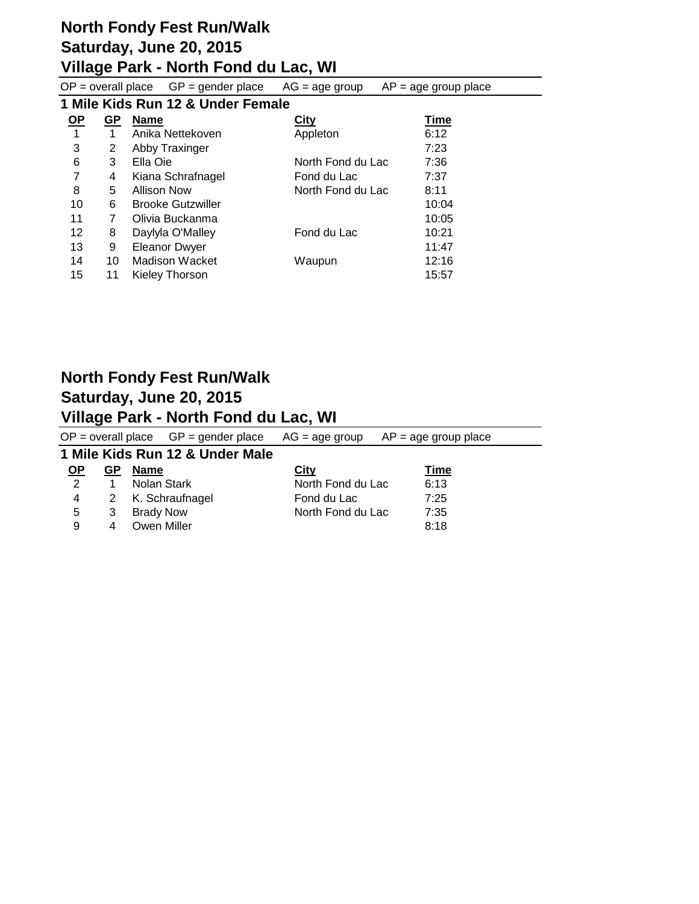# North Fondy Fest Run/Walk
## Saturday, June 20, 2015
## Village Park - North Fond du Lac, WI

OP = overall place  GP = gender place  AG = age group  AP = age group place

### 1 Mile Kids Run 12 & Under Female

| OP | GP | Name | City | Time |
|---|---|---|---|---|
| 1 | 1 | Anika Nettekoven | Appleton | 6:12 |
| 3 | 2 | Abby Traxinger | | 7:23 |
| 6 | 3 | Ella Oie | North Fond du Lac | 7:36 |
| 7 | 4 | Kiana Schrafnagel | Fond du Lac | 7:37 |
| 8 | 5 | Allison Now | North Fond du Lac | 8:11 |
| 10 | 6 | Brooke Gutzwiller | | 10:04 |
| 11 | 7 | Olivia Buckanma | | 10:05 |
| 12 | 8 | Daylyla O'Malley | Fond du Lac | 10:21 |
| 13 | 9 | Eleanor Dwyer | | 11:47 |
| 14 | 10 | Madison Wacket | Waupun | 12:16 |
| 15 | 11 | Kieley Thorson | | 15:57 |

# North Fondy Fest Run/Walk
## Saturday, June 20, 2015
## Village Park - North Fond du Lac, WI

OP = overall place  GP = gender place  AG = age group  AP = age group place

### 1 Mile Kids Run 12 & Under Male

| OP | GP | Name | City | Time |
|---|---|---|---|---|
| 2 | 1 | Nolan Stark | North Fond du Lac | 6:13 |
| 4 | 2 | K. Schraufnagel | Fond du Lac | 7:25 |
| 5 | 3 | Brady Now | North Fond du Lac | 7:35 |
| 9 | 4 | Owen Miller | | 8:18 |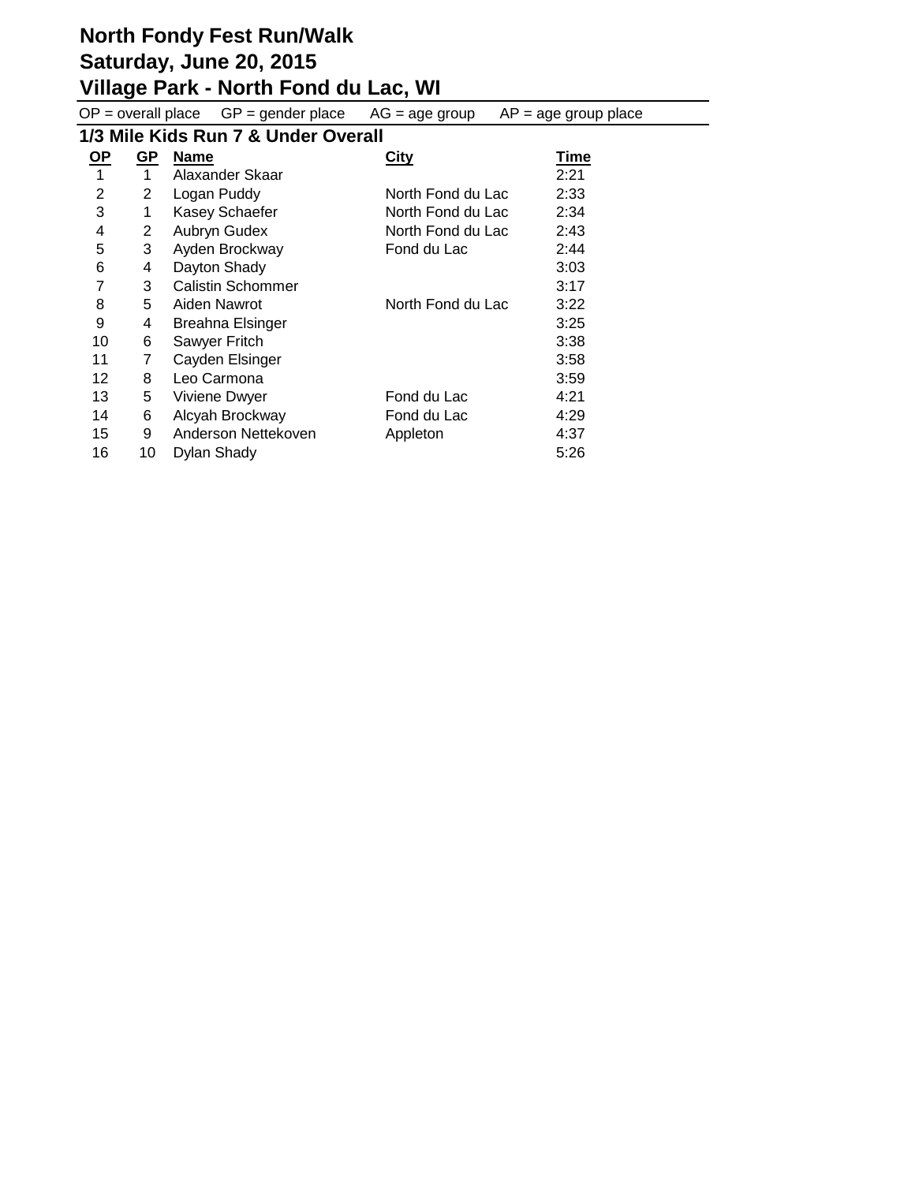# North Fondy Fest Run/Walk
## Saturday, June 20, 2015
## Village Park - North Fond du Lac, WI

OP = overall place GP = gender place AG = age group AP = age group place

### 1/3 Mile Kids Run 7 & Under Overall

| OP | GP | Name | City | Time |
|---|---|---|---|---|
| 1 | 1 | Alaxander Skaar | | 2:21 |
| 2 | 2 | Logan Puddy | North Fond du Lac | 2:33 |
| 3 | 1 | Kasey Schaefer | North Fond du Lac | 2:34 |
| 4 | 2 | Aubryn Gudex | North Fond du Lac | 2:43 |
| 5 | 3 | Ayden Brockway | Fond du Lac | 2:44 |
| 6 | 4 | Dayton Shady | | 3:03 |
| 7 | 3 | Calistin Schommer | | 3:17 |
| 8 | 5 | Aiden Nawrot | North Fond du Lac | 3:22 |
| 9 | 4 | Breahna Elsinger | | 3:25 |
| 10 | 6 | Sawyer Fritch | | 3:38 |
| 11 | 7 | Cayden Elsinger | | 3:58 |
| 12 | 8 | Leo Carmona | | 3:59 |
| 13 | 5 | Viviene Dwyer | Fond du Lac | 4:21 |
| 14 | 6 | Alcyah Brockway | Fond du Lac | 4:29 |
| 15 | 9 | Anderson Nettekoven | Appleton | 4:37 |
| 16 | 10 | Dylan Shady | | 5:26 |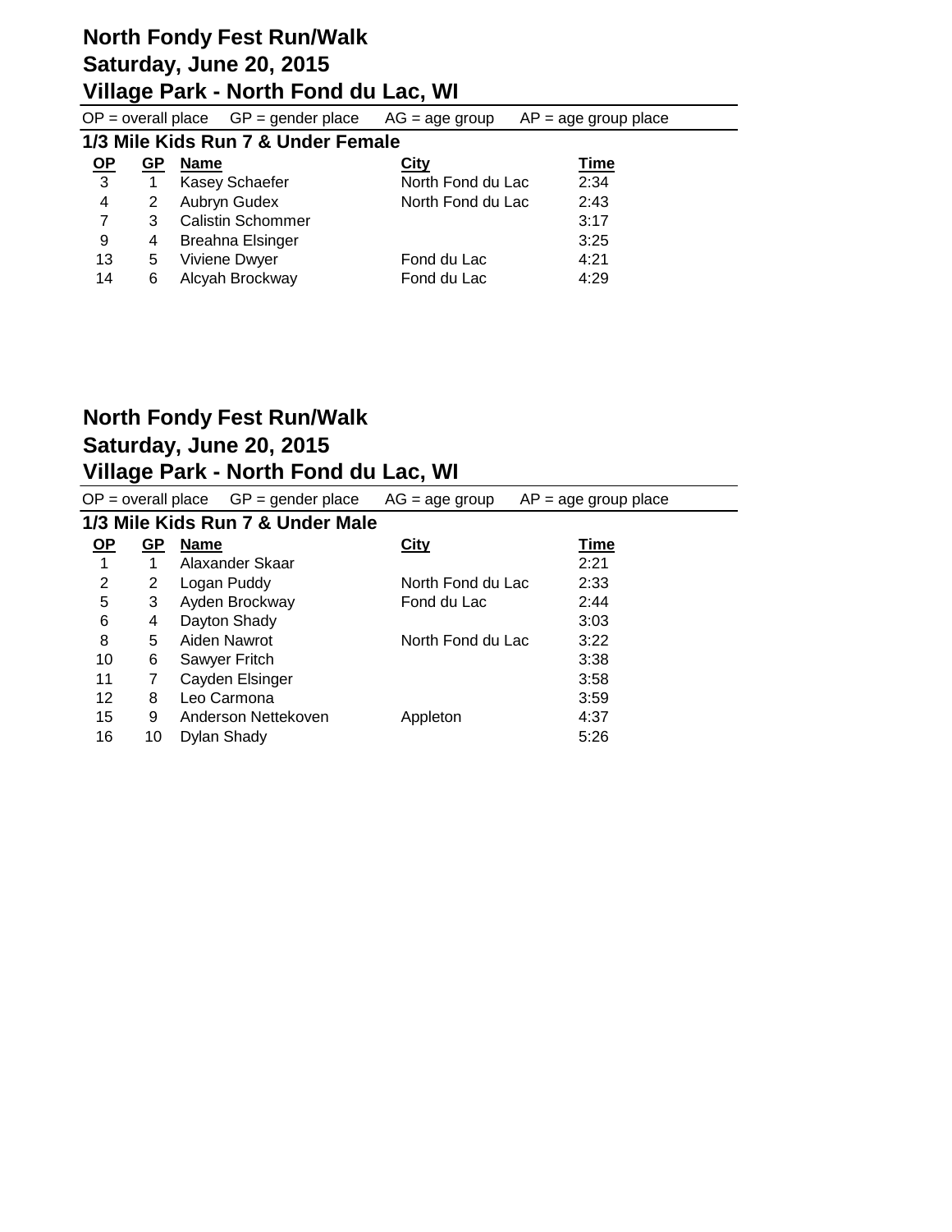# North Fondy Fest Run/Walk
## Saturday, June 20, 2015
## Village Park - North Fond du Lac, WI

OP = overall place GP = gender place AG = age group AP = age group place

### 1/3 Mile Kids Run 7 & Under Female

| OP | GP | Name | City | Time |
|---|---|---|---|---|
| 3 | 1 | Kasey Schaefer | North Fond du Lac | 2:34 |
| 4 | 2 | Aubryn Gudex | North Fond du Lac | 2:43 |
| 7 | 3 | Calistin Schommer | | 3:17 |
| 9 | 4 | Breahna Elsinger | | 3:25 |
| 13 | 5 | Viviene Dwyer | Fond du Lac | 4:21 |
| 14 | 6 | Alcyah Brockway | Fond du Lac | 4:29 |

# North Fondy Fest Run/Walk
## Saturday, June 20, 2015
## Village Park - North Fond du Lac, WI

OP = overall place GP = gender place AG = age group AP = age group place

### 1/3 Mile Kids Run 7 & Under Male

| OP | GP | Name | City | Time |
|---|---|---|---|---|
| 1 | 1 | Alaxander Skaar | | 2:21 |
| 2 | 2 | Logan Puddy | North Fond du Lac | 2:33 |
| 5 | 3 | Ayden Brockway | Fond du Lac | 2:44 |
| 6 | 4 | Dayton Shady | | 3:03 |
| 8 | 5 | Aiden Nawrot | North Fond du Lac | 3:22 |
| 10 | 6 | Sawyer Fritch | | 3:38 |
| 11 | 7 | Cayden Elsinger | | 3:58 |
| 12 | 8 | Leo Carmona | | 3:59 |
| 15 | 9 | Anderson Nettekoven | Appleton | 4:37 |
| 16 | 10 | Dylan Shady | | 5:26 |